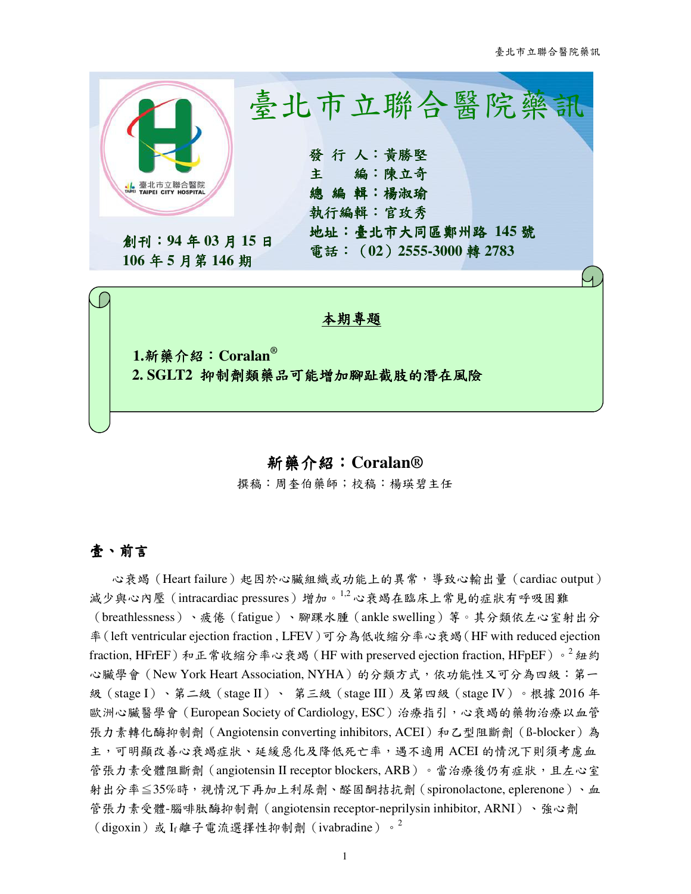# 臺北市立聯合醫院藥訊

發 行 人：黃勝堅
主　　編：陳立奇
總 編 輯：楊淑瑜
執行編輯：官玫秀
地址：臺北市大同區鄭州路 145 號
電話：（02）2555-3000 轉 2783

創刊：94 年 03 月 15 日
106 年 5 月第 146 期

**本期專題**

**1.新藥介紹：Coralan®**
**2. SGLT2 抑制劑類藥品可能增加腳趾截肢的潛在風險**

## 新藥介紹：Coralan®

撰稿：周奎伯藥師；校稿：楊瑛碧主任

### 壹、前言

心衰竭（Heart failure）起因於心臟組織或功能上的異常，導致心輸出量（cardiac output）減少與心內壓（intracardiac pressures）增加。[1,2] 心衰竭在臨床上常見的症狀有呼吸困難（breathlessness）、疲倦（fatigue）、腳踝水腫（ankle swelling）等。其分類依左心室射出分率（left ventricular ejection fraction , LFEV）可分為低收縮分率心衰竭（HF with reduced ejection fraction, HFrEF）和正常收縮分率心衰竭（HF with preserved ejection fraction, HFpEF）。[2] 紐約心臟學會（New York Heart Association, NYHA）的分類方式，依功能性又可分為四級：第一級（stage I）、第二級（stage II）、 第三級（stage III）及第四級（stage IV）。根據 2016 年歐洲心臟醫學會（European Society of Cardiology, ESC）治療指引，心衰竭的藥物治療以血管張力素轉化酶抑制劑（Angiotensin converting inhibitors, ACEI）和乙型阻斷劑（ß-blocker）為主，可明顯改善心衰竭症狀、延緩惡化及降低死亡率，遇不適用 ACEI 的情況下則須考慮血管張力素受體阻斷劑（angiotensin II receptor blockers, ARB）。當治療後仍有症狀，且左心室射出分率≦35%時，視情況下再加上利尿劑、醛固酮拮抗劑（spironolactone, eplerenone）、血管張力素受體-腦啡肽酶抑制劑（angiotensin receptor-neprilysin inhibitor, ARNI）、強心劑（digoxin）或 $I_f$ 離子電流選擇性抑制劑（ivabradine）。[2]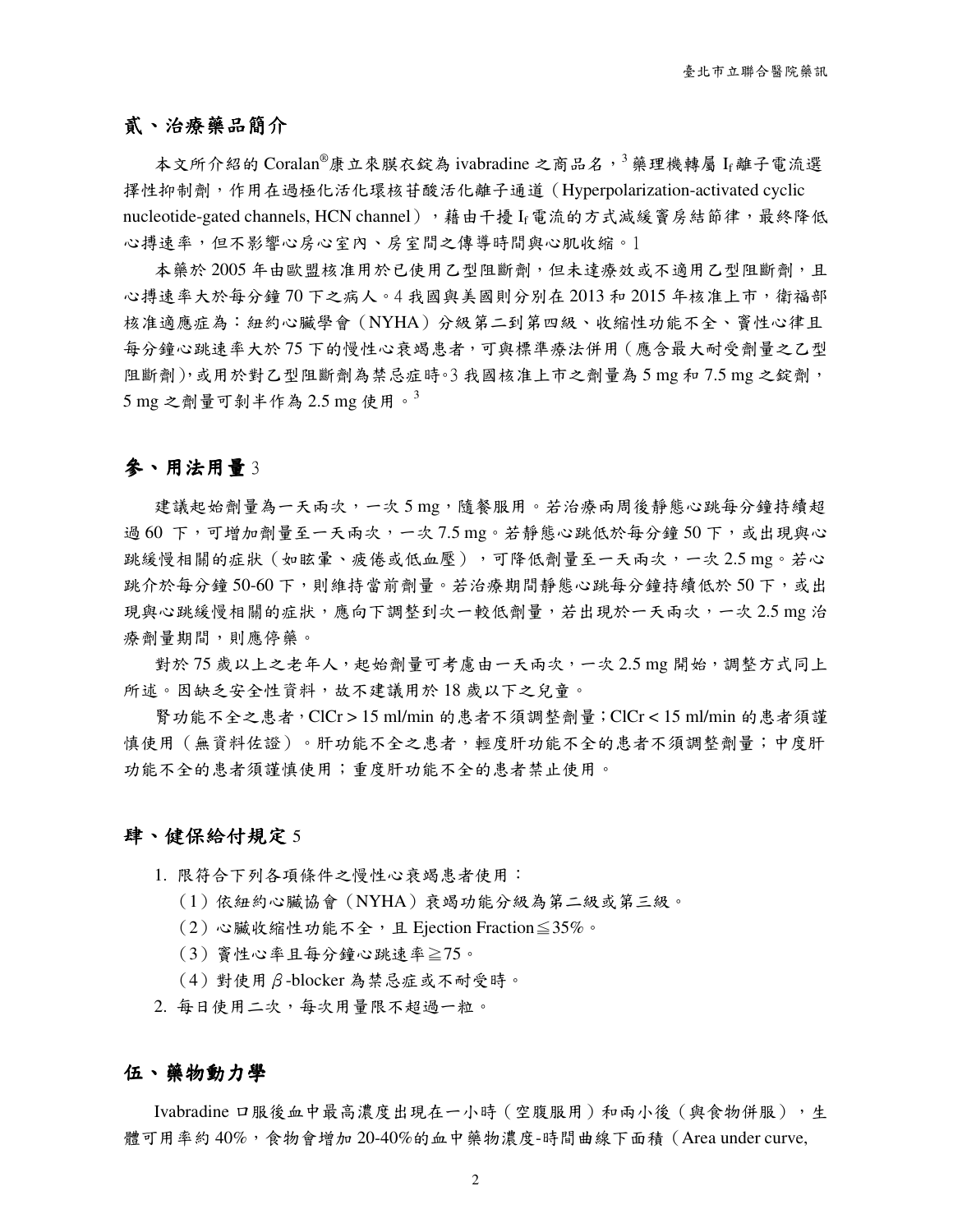## 貳、治療藥品簡介

本文所介紹的 Coralan®康立來膜衣錠為 ivabradine 之商品名，[3] 藥理機轉屬 $I_f$ 離子電流選擇性抑制劑，作用在過極化活化環核苷酸活化離子通道（Hyperpolarization-activated cyclic nucleotide-gated channels, HCN channel），藉由干擾 $I_f$ 電流的方式減緩竇房結節律，最終降低心搏速率，但不影響心房心室內、房室間之傳導時間與心肌收縮。1

本藥於 2005 年由歐盟核准用於已使用乙型阻斷劑，但未達療效或不適用乙型阻斷劑，且心搏速率大於每分鐘 70 下之病人。4 我國與美國則分別在 2013 和 2015 年核准上市，衛福部核准適應症為：紐約心臟學會（NYHA）分級第二到第四級、收縮性功能不全、竇性心律且每分鐘心跳速率大於 75 下的慢性心衰竭患者，可與標準療法併用（應含最大耐受劑量之乙型阻斷劑），或用於對乙型阻斷劑為禁忌症時。3 我國核准上市之劑量為 5 mg 和 7.5 mg 之錠劑，5 mg 之劑量可剝半作為 2.5 mg 使用。[3]

## 參、用法用量 3

建議起始劑量為一天兩次，一次 5 mg，隨餐服用。若治療兩周後靜態心跳每分鐘持續超過 60 下，可增加劑量至一天兩次，一次 7.5 mg。若靜態心跳低於每分鐘 50 下，或出現與心跳緩慢相關的症狀（如眩暈、疲倦或低血壓），可降低劑量至一天兩次，一次 2.5 mg。若心跳介於每分鐘 50-60 下，則維持當前劑量。若治療期間靜態心跳每分鐘持續低於 50 下，或出現與心跳緩慢相關的症狀，應向下調整到次一較低劑量，若出現於一天兩次，一次 2.5 mg 治療劑量期間，則應停藥。

對於 75 歲以上之老年人，起始劑量可考慮由一天兩次，一次 2.5 mg 開始，調整方式同上所述。因缺乏安全性資料，故不建議用於 18 歲以下之兒童。

腎功能不全之患者，ClCr > 15 ml/min 的患者不須調整劑量；ClCr < 15 ml/min 的患者須謹慎使用（無資料佐證）。肝功能不全之患者，輕度肝功能不全的患者不須調整劑量；中度肝功能不全的患者須謹慎使用；重度肝功能不全的患者禁止使用。

## 肆、健保給付規定 5

1. 限符合下列各項條件之慢性心衰竭患者使用：
   （1）依紐約心臟協會（NYHA）衰竭功能分級為第二級或第三級。
   （2）心臟收縮性功能不全，且 Ejection Fraction≦35%。
   （3）竇性心率且每分鐘心跳速率≧75。
   （4）對使用 β-blocker 為禁忌症或不耐受時。
2. 每日使用二次，每次用量限不超過一粒。

## 伍、藥物動力學

Ivabradine 口服後血中最高濃度出現在一小時（空腹服用）和兩小後（與食物併服），生體可用率約 40%，食物會增加 20-40%的血中藥物濃度-時間曲線下面積（Area under curve,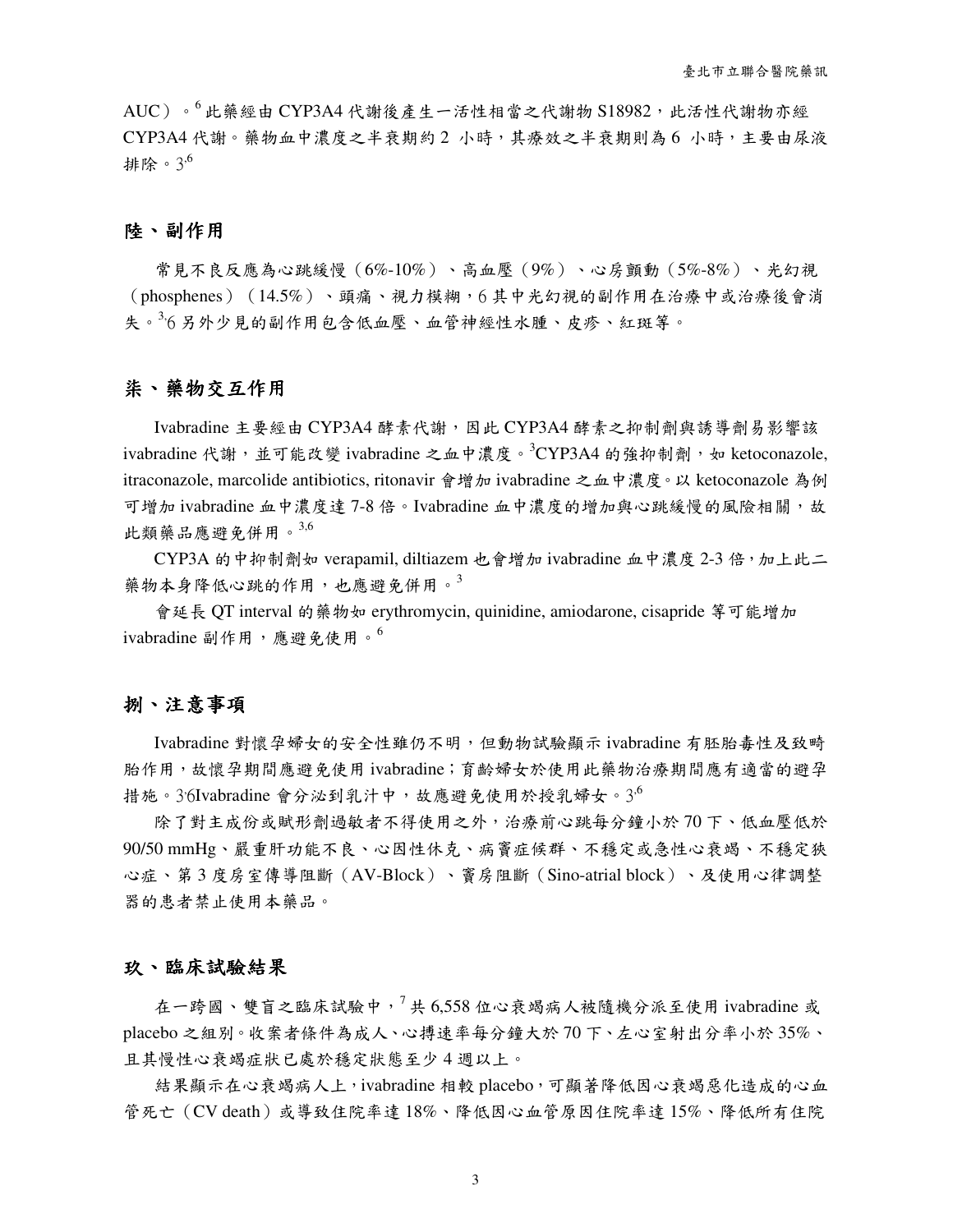AUC）。[6] 此藥經由 CYP3A4 代謝後產生一活性相當之代謝物 S18982，此活性代謝物亦經 CYP3A4 代謝。藥物血中濃度之半衰期約 2 小時，其療效之半衰期則為 6 小時，主要由尿液排除。[3,6]

## 陸、副作用

常見不良反應為心跳緩慢（6%-10%）、高血壓（9%）、心房顫動（5%-8%）、光幻視（phosphenes）（14.5%）、頭痛、視力模糊，6 其中光幻視的副作用在治療中或治療後會消失。[3,6] 另外少見的副作用包含低血壓、血管神經性水腫、皮疹、紅斑等。

## 柒、藥物交互作用

Ivabradine 主要經由 CYP3A4 酵素代謝，因此 CYP3A4 酵素之抑制劑與誘導劑易影響該 ivabradine 代謝，並可能改變 ivabradine 之血中濃度。[3]CYP3A4 的強抑制劑，如 ketoconazole, itraconazole, marcolide antibiotics, ritonavir 會增加 ivabradine 之血中濃度。以 ketoconazole 為例可增加 ivabradine 血中濃度達 7-8 倍。Ivabradine 血中濃度的增加與心跳緩慢的風險相關，故此類藥品應避免併用。[3,6]

CYP3A 的中抑制劑如 verapamil, diltiazem 也會增加 ivabradine 血中濃度 2-3 倍，加上此二藥物本身降低心跳的作用，也應避免併用。[3]

會延長 QT interval 的藥物如 erythromycin, quinidine, amiodarone, cisapride 等可能增加 ivabradine 副作用，應避免使用。[6]

## 捌、注意事項

Ivabradine 對懷孕婦女的安全性雖仍不明，但動物試驗顯示 ivabradine 有胚胎毒性及致畸胎作用，故懷孕期間應避免使用 ivabradine；育齡婦女於使用此藥物治療期間應有適當的避孕措施。[3,6]Ivabradine 會分泌到乳汁中，故應避免使用於授乳婦女。[3,6]

除了對主成份或賦形劑過敏者不得使用之外，治療前心跳每分鐘小於 70 下、低血壓低於 90/50 mmHg、嚴重肝功能不良、心因性休克、病竇症候群、不穩定或急性心衰竭、不穩定狹心症、第 3 度房室傳導阻斷（AV-Block）、竇房阻斷（Sino-atrial block）、及使用心律調整器的患者禁止使用本藥品。

## 玖、臨床試驗結果

在一跨國、雙盲之臨床試驗中，[7] 共 6,558 位心衰竭病人被隨機分派至使用 ivabradine 或 placebo 之組別。收案者條件為成人、心搏速率每分鐘大於 70 下、左心室射出分率小於 35%、且其慢性心衰竭症狀已處於穩定狀態至少 4 週以上。

結果顯示在心衰竭病人上，ivabradine 相較 placebo，可顯著降低因心衰竭惡化造成的心血管死亡（CV death）或導致住院率達 18%、降低因心血管原因住院率達 15%、降低所有住院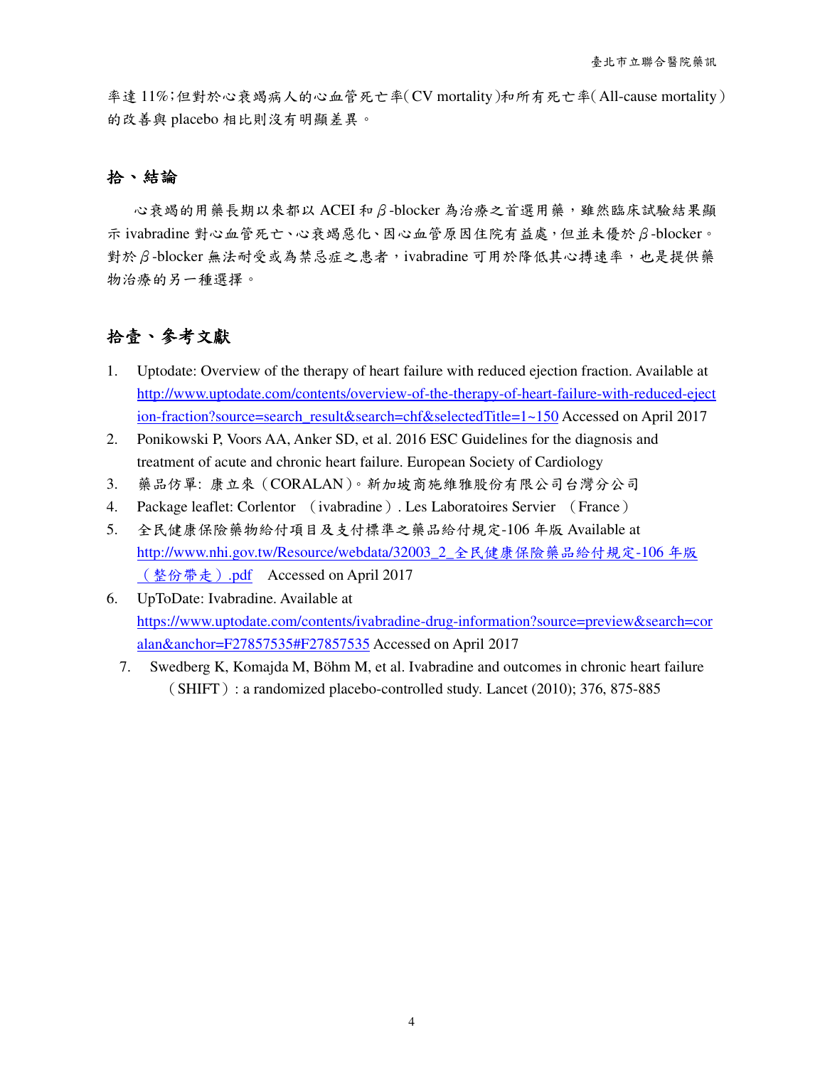率達 11%;但對於心衰竭病人的心血管死亡率(CV mortality)和所有死亡率(All-cause mortality)的改善與 placebo 相比則沒有明顯差異。

## 拾、結論

心衰竭的用藥長期以來都以 ACEI 和β-blocker 為治療之首選用藥，雖然臨床試驗結果顯示 ivabradine 對心血管死亡、心衰竭惡化、因心血管原因住院有益處，但並未優於β-blocker。對於β-blocker 無法耐受或為禁忌症之患者，ivabradine 可用於降低其心搏速率，也是提供藥物治療的另一種選擇。

## 拾壹、參考文獻

1. Uptodate: Overview of the therapy of heart failure with reduced ejection fraction. Available at http://www.uptodate.com/contents/overview-of-the-therapy-of-heart-failure-with-reduced-ejection-fraction?source=search_result&search=chf&selectedTitle=1~150 Accessed on April 2017
2. Ponikowski P, Voors AA, Anker SD, et al. 2016 ESC Guidelines for the diagnosis and treatment of acute and chronic heart failure. European Society of Cardiology
3. 藥品仿單: 康立來（CORALAN）。新加坡商施維雅股份有限公司台灣分公司
4. Package leaflet: Corlentor （ivabradine）. Les Laboratoires Servier （France）
5. 全民健康保險藥物給付項目及支付標準之藥品給付規定-106 年版 Available at http://www.nhi.gov.tw/Resource/webdata/32003_2_全民健康保險藥品給付規定-106 年版（整份帶走）.pdf Accessed on April 2017
6. UpToDate: Ivabradine. Available at https://www.uptodate.com/contents/ivabradine-drug-information?source=preview&search=coralan&anchor=F27857535#F27857535 Accessed on April 2017
7. Swedberg K, Komajda M, Böhm M, et al. Ivabradine and outcomes in chronic heart failure（SHIFT）: a randomized placebo-controlled study. Lancet (2010); 376, 875-885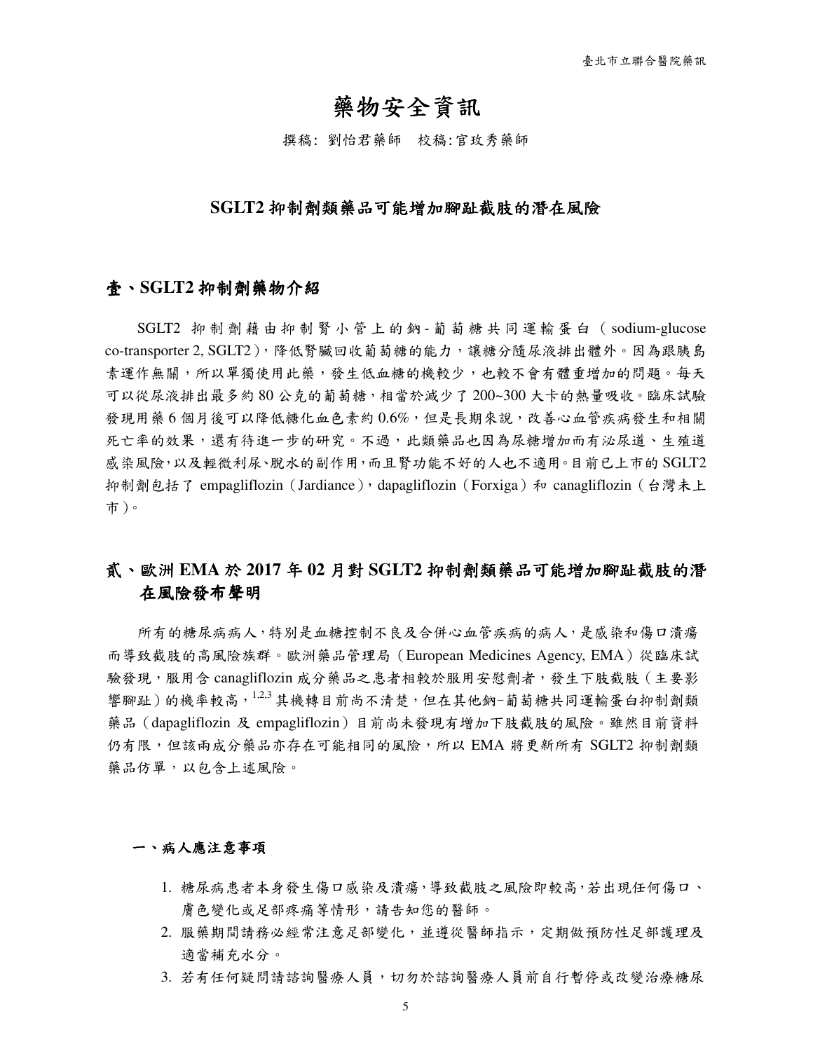# 藥物安全資訊

撰稿: 劉怡君藥師　校稿:官玫秀藥師

## SGLT2 抑制劑類藥品可能增加腳趾截肢的潛在風險

## 壹、SGLT2 抑制劑藥物介紹

SGLT2 抑制劑藉由抑制腎小管上的鈉-葡萄糖共同運輸蛋白（sodium-glucose co-transporter 2, SGLT2），降低腎臟回收葡萄糖的能力，讓糖分隨尿液排出體外。因為跟胰島素運作無關，所以單獨使用此藥，發生低血糖的機較少，也較不會有體重增加的問題。每天可以從尿液排出最多約 80 公克的葡萄糖，相當於減少了 200~300 大卡的熱量吸收。臨床試驗發現用藥 6 個月後可以降低糖化血色素約 0.6%，但是長期來說，改善心血管疾病發生和相關死亡率的效果，還有待進一步的研究。不過，此類藥品也因為尿糖增加而有泌尿道、生殖道感染風險，以及輕微利尿、脫水的副作用，而且腎功能不好的人也不適用。目前已上市的 SGLT2 抑制劑包括了 empagliflozin（Jardiance），dapagliflozin（Forxiga）和 canagliflozin（台灣未上市）。

## 貳、歐洲 EMA 於 2017 年 02 月對 SGLT2 抑制劑類藥品可能增加腳趾截肢的潛在風險發布聲明

所有的糖尿病病人，特別是血糖控制不良及合併心血管疾病的病人，是感染和傷口潰瘍而導致截肢的高風險族群。歐洲藥品管理局（European Medicines Agency, EMA）從臨床試驗發現，服用含 canagliflozin 成分藥品之患者相較於服用安慰劑者，發生下肢截肢（主要影響腳趾）的機率較高，[1,2,3] 其機轉目前尚不清楚，但在其他鈉−葡萄糖共同運輸蛋白抑制劑類藥品（dapagliflozin 及 empagliflozin）目前尚未發現有增加下肢截肢的風險。雖然目前資料仍有限，但該兩成分藥品亦存在可能相同的風險，所以 EMA 將更新所有 SGLT2 抑制劑類藥品仿單，以包含上述風險。

### 一、病人應注意事項

1. 糖尿病患者本身發生傷口感染及潰瘍，導致截肢之風險即較高，若出現任何傷口、膚色變化或足部疼痛等情形，請告知您的醫師。
2. 服藥期間請務必經常注意足部變化，並遵從醫師指示，定期做預防性足部護理及適當補充水分。
3. 若有任何疑問請諮詢醫療人員，切勿於諮詢醫療人員前自行暫停或改變治療糖尿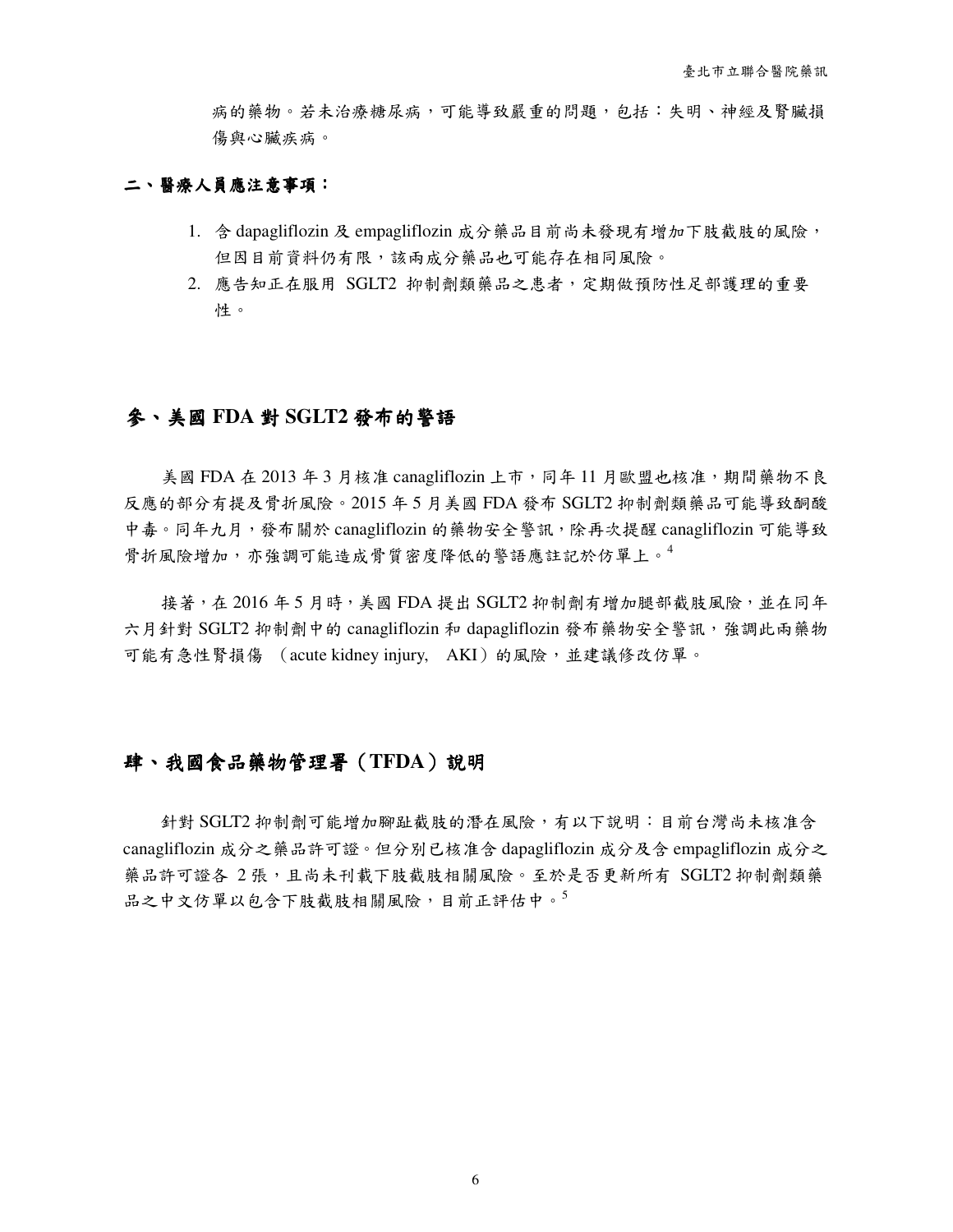病的藥物。若未治療糖尿病，可能導致嚴重的問題，包括：失明、神經及腎臟損傷與心臟疾病。

### 二、醫療人員應注意事項：

1. 含 dapagliflozin 及 empagliflozin 成分藥品目前尚未發現有增加下肢截肢的風險，但因目前資料仍有限，該兩成分藥品也可能存在相同風險。
2. 應告知正在服用 SGLT2 抑制劑類藥品之患者，定期做預防性足部護理的重要性。

## 參、美國 FDA 對 SGLT2 發布的警語

美國 FDA 在 2013 年 3 月核准 canagliflozin 上市，同年 11 月歐盟也核准，期間藥物不良反應的部分有提及骨折風險。2015 年 5 月美國 FDA 發布 SGLT2 抑制劑類藥品可能導致酮酸中毒。同年九月，發布關於 canagliflozin 的藥物安全警訊，除再次提醒 canagliflozin 可能導致骨折風險增加，亦強調可能造成骨質密度降低的警語應註記於仿單上。[4]

接著，在 2016 年 5 月時，美國 FDA 提出 SGLT2 抑制劑有增加腿部截肢風險，並在同年六月針對 SGLT2 抑制劑中的 canagliflozin 和 dapagliflozin 發布藥物安全警訊，強調此兩藥物可能有急性腎損傷 （acute kidney injury, AKI）的風險，並建議修改仿單。

## 肆、我國食品藥物管理署（TFDA）說明

針對 SGLT2 抑制劑可能增加腳趾截肢的潛在風險，有以下說明：目前台灣尚未核准含 canagliflozin 成分之藥品許可證。但分別已核准含 dapagliflozin 成分及含 empagliflozin 成分之藥品許可證各 2 張，且尚未刊載下肢截肢相關風險。至於是否更新所有 SGLT2 抑制劑類藥品之中文仿單以包含下肢截肢相關風險，目前正評估中。[5]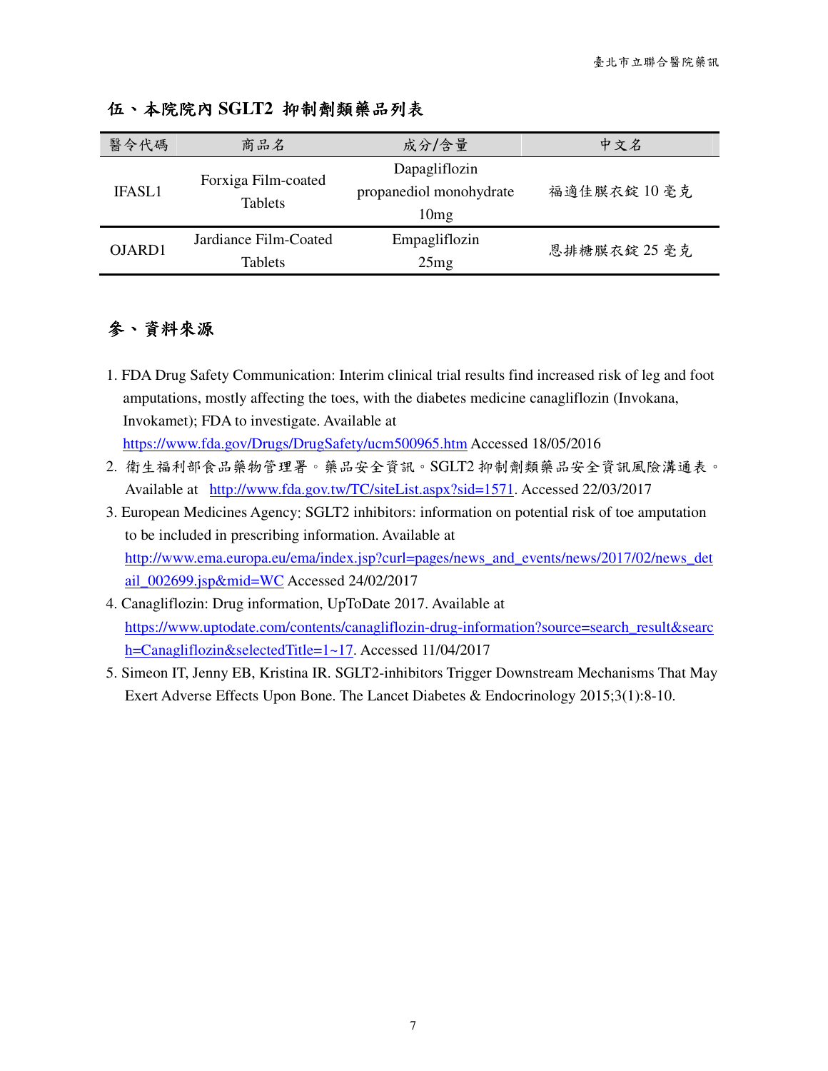## 伍、本院院內 SGLT2 抑制劑類藥品列表

| 醫令代碼 | 商品名 | 成分/含量 | 中文名 |
|---|---|---|---|
| IFASL1 | Forxiga Film-coated Tablets | Dapagliflozin propanediol monohydrate 10mg | 福適佳膜衣錠 10 毫克 |
| OJARD1 | Jardiance Film-Coated Tablets | Empagliflozin 25mg | 恩排糖膜衣錠 25 毫克 |

## 參、資料來源

1. FDA Drug Safety Communication: Interim clinical trial results find increased risk of leg and foot amputations, mostly affecting the toes, with the diabetes medicine canagliflozin (Invokana, Invokamet); FDA to investigate. Available at https://www.fda.gov/Drugs/DrugSafety/ucm500965.htm Accessed 18/05/2016
2. 衛生福利部食品藥物管理署。藥品安全資訊。SGLT2 抑制劑類藥品安全資訊風險溝通表。Available at http://www.fda.gov.tw/TC/siteList.aspx?sid=1571. Accessed 22/03/2017
3. European Medicines Agency: SGLT2 inhibitors: information on potential risk of toe amputation to be included in prescribing information. Available at http://www.ema.europa.eu/ema/index.jsp?curl=pages/news_and_events/news/2017/02/news_detail_002699.jsp&mid=WC Accessed 24/02/2017
4. Canagliflozin: Drug information, UpToDate 2017. Available at https://www.uptodate.com/contents/canagliflozin-drug-information?source=search_result&search=Canagliflozin&selectedTitle=1~17. Accessed 11/04/2017
5. Simeon IT, Jenny EB, Kristina IR. SGLT2-inhibitors Trigger Downstream Mechanisms That May Exert Adverse Effects Upon Bone. The Lancet Diabetes & Endocrinology 2015;3(1):8-10.